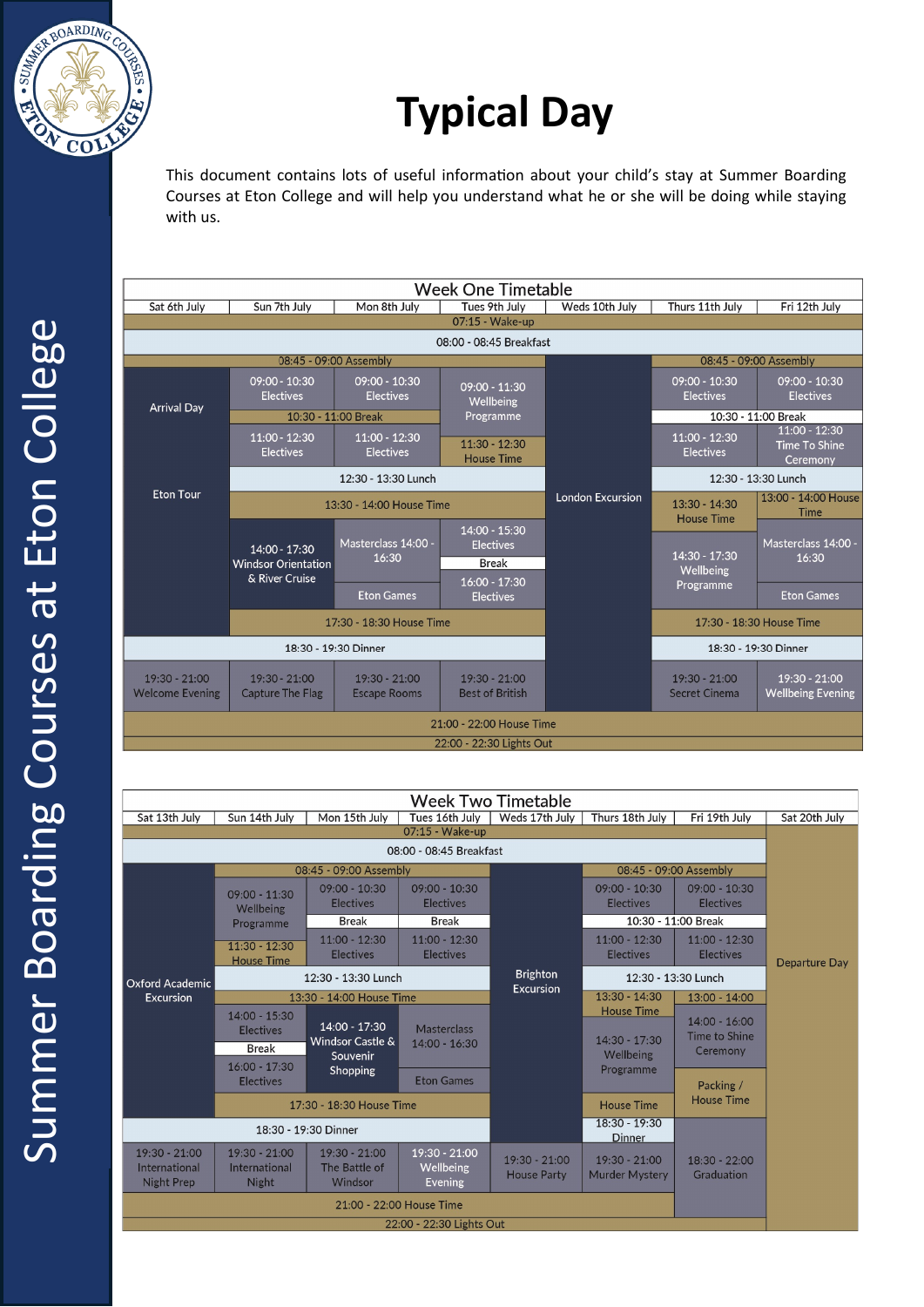# Typical Day

This document contains lots of useful information about your child's stay at Summer Boarding Courses at Eton College and will help you understand what he or she will be doing while staying with us.

## Week One Timetable

| Sat 6th July | Sun 7th July | Mon 8th July | Tues 9th July | Weds 10th July | Thurs 11th July | Fri 12th July |
|---|---|---|---|---|---|---|
| 07:15 - Wake-up | 07:15 - Wake-up | 07:15 - Wake-up | 07:15 - Wake-up | 07:15 - Wake-up | 07:15 - Wake-up | 07:15 - Wake-up |
| 08:00 - 08:45 Breakfast | 08:00 - 08:45 Breakfast | 08:00 - 08:45 Breakfast | 08:00 - 08:45 Breakfast | 08:00 - 08:45 Breakfast | 08:00 - 08:45 Breakfast | 08:00 - 08:45 Breakfast |
| Arrival Day | 08:45 - 09:00 Assembly | 08:45 - 09:00 Assembly | 08:45 - 09:00 Assembly | London Excursion | 08:45 - 09:00 Assembly | 08:45 - 09:00 Assembly |
| | 09:00 - 10:30 Electives | 09:00 - 10:30 Electives | 09:00 - 11:30 Wellbeing Programme | | 09:00 - 10:30 Electives | 09:00 - 10:30 Electives |
| | 10:30 - 11:00 Break | 10:30 - 11:00 Break | | | 10:30 - 11:00 Break | 10:30 - 11:00 Break |
| | 11:00 - 12:30 Electives | 11:00 - 12:30 Electives | 11:30 - 12:30 House Time | | 11:00 - 12:30 Electives | 11:00 - 12:30 Time To Shine Ceremony |
| Eton Tour | 12:30 - 13:30 Lunch | 12:30 - 13:30 Lunch | 12:30 - 13:30 Lunch | | 12:30 - 13:30 Lunch | 12:30 - 13:30 Lunch |
| | 13:30 - 14:00 House Time | 13:30 - 14:00 House Time | 13:30 - 14:00 House Time | | 13:30 - 14:30 House Time | 13:00 - 14:00 House Time |
| | 14:00 - 17:30 Windsor Orientation & River Cruise | Masterclass 14:00 - 16:30 | 14:00 - 15:30 Electives | | 14:30 - 17:30 Wellbeing Programme | Masterclass 14:00 - 16:30 |
| | | | Break | | | |
| | | Eton Games | 16:00 - 17:30 Electives | | | Eton Games |
| | 17:30 - 18:30 House Time | 17:30 - 18:30 House Time | 17:30 - 18:30 House Time | | 17:30 - 18:30 House Time | 17:30 - 18:30 House Time |
| 18:30 - 19:30 Dinner | 18:30 - 19:30 Dinner | 18:30 - 19:30 Dinner | 18:30 - 19:30 Dinner | | 18:30 - 19:30 Dinner | 18:30 - 19:30 Dinner |
| 19:30 - 21:00 Welcome Evening | 19:30 - 21:00 Capture The Flag | 19:30 - 21:00 Escape Rooms | 19:30 - 21:00 Best of British | | 19:30 - 21:00 Secret Cinema | 19:30 - 21:00 Wellbeing Evening |
| 21:00 - 22:00 House Time | 21:00 - 22:00 House Time | 21:00 - 22:00 House Time | 21:00 - 22:00 House Time | 21:00 - 22:00 House Time | 21:00 - 22:00 House Time | 21:00 - 22:00 House Time |
| 22:00 - 22:30 Lights Out | 22:00 - 22:30 Lights Out | 22:00 - 22:30 Lights Out | 22:00 - 22:30 Lights Out | 22:00 - 22:30 Lights Out | 22:00 - 22:30 Lights Out | 22:00 - 22:30 Lights Out |

## Week Two Timetable

| Sat 13th July | Sun 14th July | Mon 15th July | Tues 16th July | Weds 17th July | Thurs 18th July | Fri 19th July | Sat 20th July |
|---|---|---|---|---|---|---|---|
| 07:15 - Wake-up | 07:15 - Wake-up | 07:15 - Wake-up | 07:15 - Wake-up | 07:15 - Wake-up | 07:15 - Wake-up | 07:15 - Wake-up | Departure Day |
| 08:00 - 08:45 Breakfast | 08:00 - 08:45 Breakfast | 08:00 - 08:45 Breakfast | 08:00 - 08:45 Breakfast | 08:00 - 08:45 Breakfast | 08:00 - 08:45 Breakfast | 08:00 - 08:45 Breakfast | |
| Oxford Academic Excursion | 08:45 - 09:00 Assembly | 08:45 - 09:00 Assembly | 08:45 - 09:00 Assembly | Brighton Excursion | 08:45 - 09:00 Assembly | 08:45 - 09:00 Assembly | |
| | 09:00 - 11:30 Wellbeing Programme | 09:00 - 10:30 Electives | 09:00 - 10:30 Electives | | 09:00 - 10:30 Electives | 09:00 - 10:30 Electives | |
| | | Break | Break | | 10:30 - 11:00 Break | 10:30 - 11:00 Break | |
| | 11:30 - 12:30 House Time | 11:00 - 12:30 Electives | 11:00 - 12:30 Electives | | 11:00 - 12:30 Electives | 11:00 - 12:30 Electives | |
| | 12:30 - 13:30 Lunch | 12:30 - 13:30 Lunch | 12:30 - 13:30 Lunch | | 12:30 - 13:30 Lunch | 12:30 - 13:30 Lunch | |
| | 13:30 - 14:00 House Time | 13:30 - 14:00 House Time | 13:30 - 14:00 House Time | | 13:30 - 14:30 House Time | 13:00 - 14:00 | |
| | 14:00 - 15:30 Electives | 14:00 - 17:30 Windsor Castle & Souvenir Shopping | Masterclass 14:00 - 16:30 | | 14:30 - 17:30 Wellbeing Programme | 14:00 - 16:00 Time to Shine Ceremony | |
| | Break | | | | | | |
| | 16:00 - 17:30 Electives | | Eton Games | | | Packing / House Time | |
| | 17:30 - 18:30 House Time | 17:30 - 18:30 House Time | 17:30 - 18:30 House Time | | House Time | | |
| 18:30 - 19:30 Dinner | 18:30 - 19:30 Dinner | 18:30 - 19:30 Dinner | 18:30 - 19:30 Dinner | | 18:30 - 19:30 Dinner | | |
| 19:30 - 21:00 International Night Prep | 19:30 - 21:00 International Night | 19:30 - 21:00 The Battle of Windsor | 19:30 - 21:00 Wellbeing Evening | 19:30 - 21:00 House Party | 19:30 - 21:00 Murder Mystery | 18:30 - 22:00 Graduation | |
| 21:00 - 22:00 House Time | 21:00 - 22:00 House Time | 21:00 - 22:00 House Time | 21:00 - 22:00 House Time | 21:00 - 22:00 House Time | 21:00 - 22:00 House Time | | |
| 22:00 - 22:30 Lights Out | 22:00 - 22:30 Lights Out | 22:00 - 22:30 Lights Out | 22:00 - 22:30 Lights Out | 22:00 - 22:30 Lights Out | 22:00 - 22:30 Lights Out | 22:00 - 22:30 Lights Out | |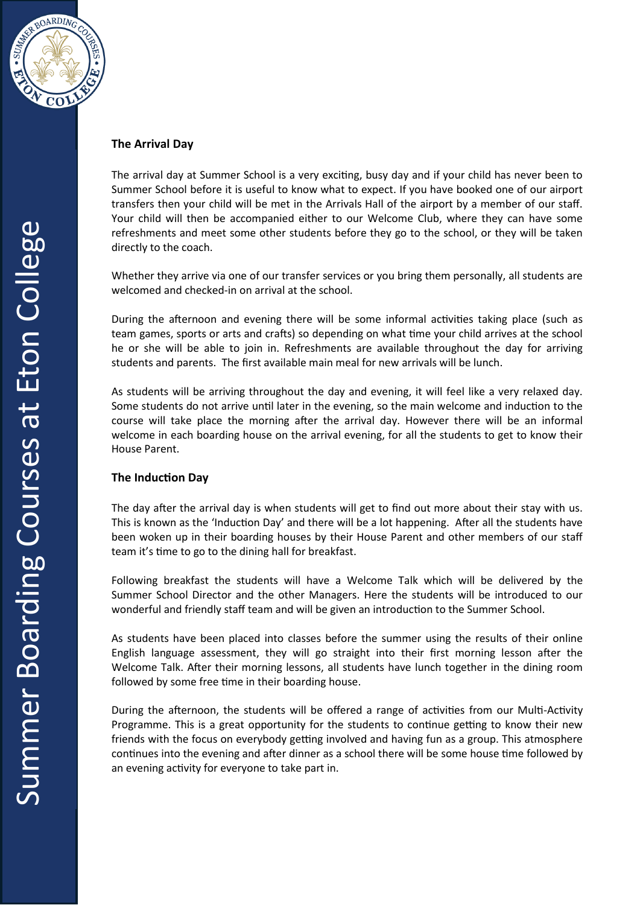## The Arrival Day

The arrival day at Summer School is a very exciting, busy day and if your child has never been to Summer School before it is useful to know what to expect. If you have booked one of our airport transfers then your child will be met in the Arrivals Hall of the airport by a member of our staff. Your child will then be accompanied either to our Welcome Club, where they can have some refreshments and meet some other students before they go to the school, or they will be taken directly to the coach.

Whether they arrive via one of our transfer services or you bring them personally, all students are welcomed and checked-in on arrival at the school.

During the afternoon and evening there will be some informal activities taking place (such as team games, sports or arts and crafts) so depending on what time your child arrives at the school he or she will be able to join in. Refreshments are available throughout the day for arriving students and parents. The first available main meal for new arrivals will be lunch.

As students will be arriving throughout the day and evening, it will feel like a very relaxed day. Some students do not arrive until later in the evening, so the main welcome and induction to the course will take place the morning after the arrival day. However there will be an informal welcome in each boarding house on the arrival evening, for all the students to get to know their House Parent.

## The Induction Day

The day after the arrival day is when students will get to find out more about their stay with us. This is known as the 'Induction Day' and there will be a lot happening. After all the students have been woken up in their boarding houses by their House Parent and other members of our staff team it's time to go to the dining hall for breakfast.

Following breakfast the students will have a Welcome Talk which will be delivered by the Summer School Director and the other Managers. Here the students will be introduced to our wonderful and friendly staff team and will be given an introduction to the Summer School.

As students have been placed into classes before the summer using the results of their online English language assessment, they will go straight into their first morning lesson after the Welcome Talk. After their morning lessons, all students have lunch together in the dining room followed by some free time in their boarding house.

During the afternoon, the students will be offered a range of activities from our Multi-Activity Programme. This is a great opportunity for the students to continue getting to know their new friends with the focus on everybody getting involved and having fun as a group. This atmosphere continues into the evening and after dinner as a school there will be some house time followed by an evening activity for everyone to take part in.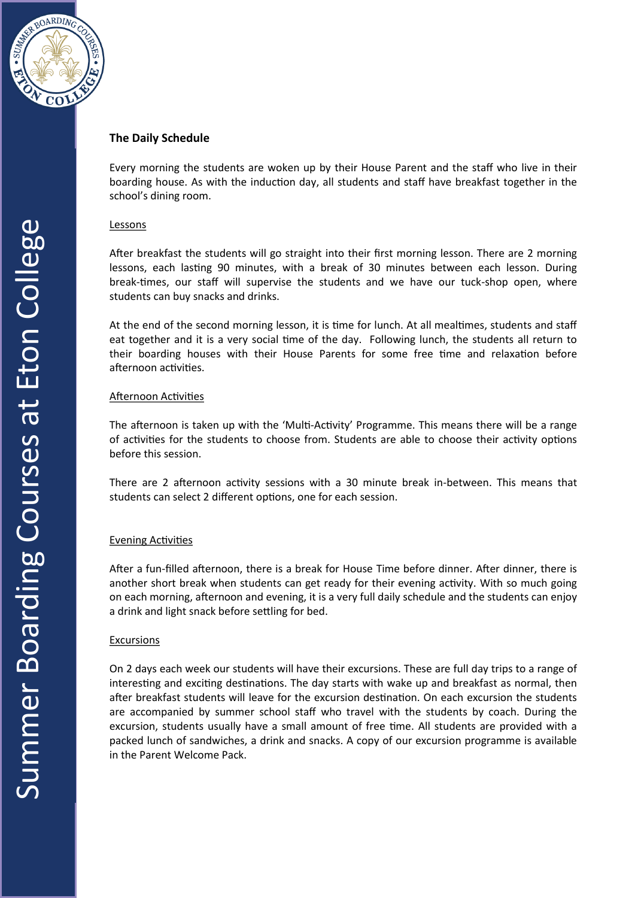## The Daily Schedule

Every morning the students are woken up by their House Parent and the staff who live in their boarding house. As with the induction day, all students and staff have breakfast together in the school's dining room.

### Lessons

After breakfast the students will go straight into their first morning lesson. There are 2 morning lessons, each lasting 90 minutes, with a break of 30 minutes between each lesson. During break-times, our staff will supervise the students and we have our tuck-shop open, where students can buy snacks and drinks.

At the end of the second morning lesson, it is time for lunch. At all mealtimes, students and staff eat together and it is a very social time of the day. Following lunch, the students all return to their boarding houses with their House Parents for some free time and relaxation before afternoon activities.

### Afternoon Activities

The afternoon is taken up with the 'Multi-Activity' Programme. This means there will be a range of activities for the students to choose from. Students are able to choose their activity options before this session.

There are 2 afternoon activity sessions with a 30 minute break in-between. This means that students can select 2 different options, one for each session.

### Evening Activities

After a fun-filled afternoon, there is a break for House Time before dinner. After dinner, there is another short break when students can get ready for their evening activity. With so much going on each morning, afternoon and evening, it is a very full daily schedule and the students can enjoy a drink and light snack before settling for bed.

### Excursions

On 2 days each week our students will have their excursions. These are full day trips to a range of interesting and exciting destinations. The day starts with wake up and breakfast as normal, then after breakfast students will leave for the excursion destination. On each excursion the students are accompanied by summer school staff who travel with the students by coach. During the excursion, students usually have a small amount of free time. All students are provided with a packed lunch of sandwiches, a drink and snacks. A copy of our excursion programme is available in the Parent Welcome Pack.